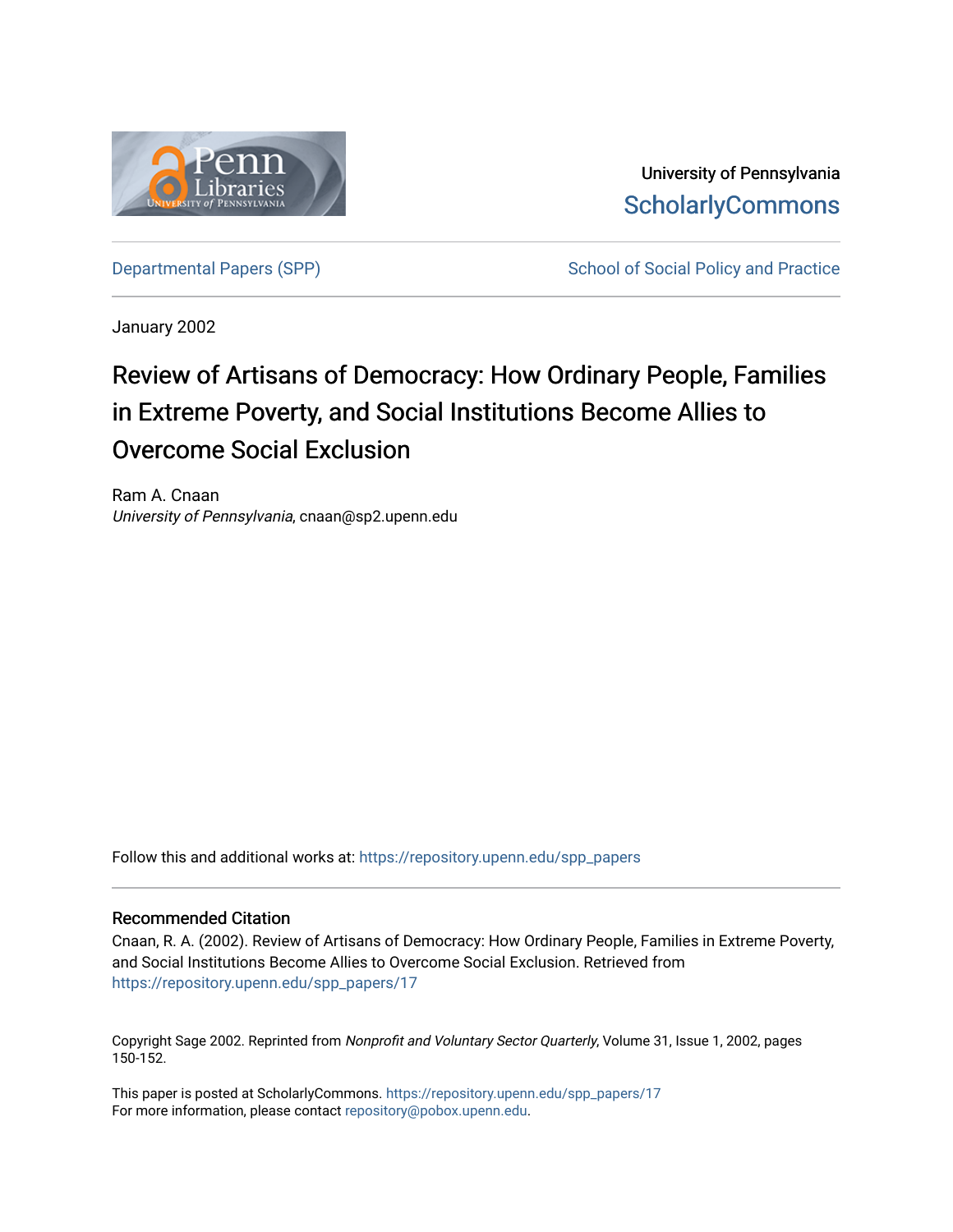University of Pennsylvania
ScholarlyCommons

Departmental Papers (SPP) | School of Social Policy and Practice

January 2002

# Review of Artisans of Democracy: How Ordinary People, Families in Extreme Poverty, and Social Institutions Become Allies to Overcome Social Exclusion

Ram A. Cnaan
*University of Pennsylvania*, cnaan@sp2.upenn.edu

Follow this and additional works at: https://repository.upenn.edu/spp_papers

## Recommended Citation

Cnaan, R. A. (2002). Review of Artisans of Democracy: How Ordinary People, Families in Extreme Poverty, and Social Institutions Become Allies to Overcome Social Exclusion. Retrieved from https://repository.upenn.edu/spp_papers/17

Copyright Sage 2002. Reprinted from *Nonprofit and Voluntary Sector Quarterly*, Volume 31, Issue 1, 2002, pages 150-152.

This paper is posted at ScholarlyCommons. https://repository.upenn.edu/spp_papers/17
For more information, please contact repository@pobox.upenn.edu.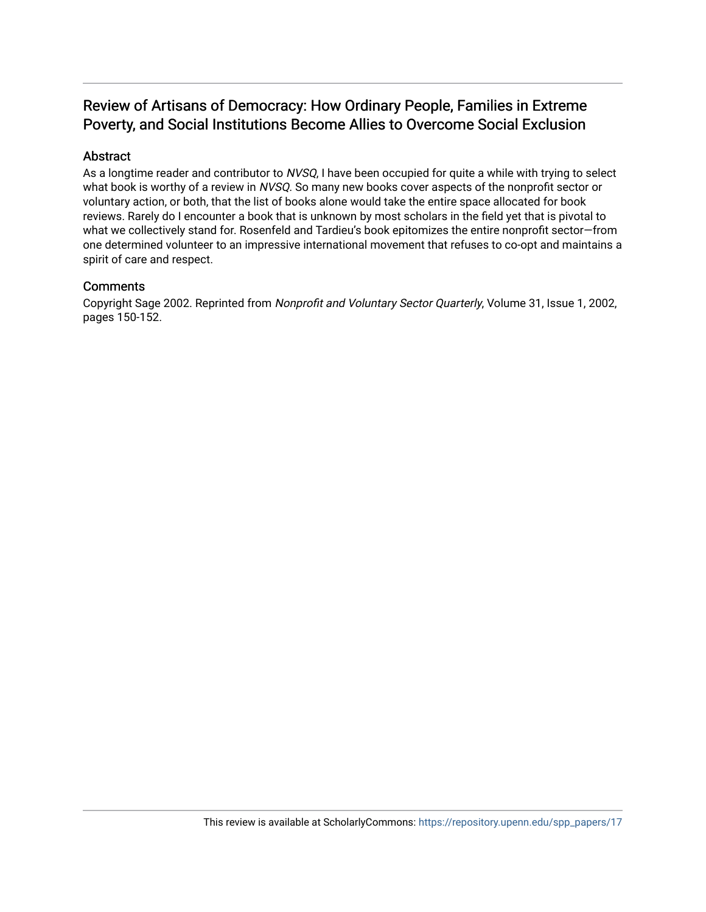# Review of Artisans of Democracy: How Ordinary People, Families in Extreme Poverty, and Social Institutions Become Allies to Overcome Social Exclusion

## Abstract

As a longtime reader and contributor to *NVSQ*, I have been occupied for quite a while with trying to select what book is worthy of a review in *NVSQ*. So many new books cover aspects of the nonprofit sector or voluntary action, or both, that the list of books alone would take the entire space allocated for book reviews. Rarely do I encounter a book that is unknown by most scholars in the field yet that is pivotal to what we collectively stand for. Rosenfeld and Tardieu's book epitomizes the entire nonprofit sector—from one determined volunteer to an impressive international movement that refuses to co-opt and maintains a spirit of care and respect.

## Comments

Copyright Sage 2002. Reprinted from *Nonprofit and Voluntary Sector Quarterly*, Volume 31, Issue 1, 2002, pages 150-152.

This review is available at ScholarlyCommons: https://repository.upenn.edu/spp_papers/17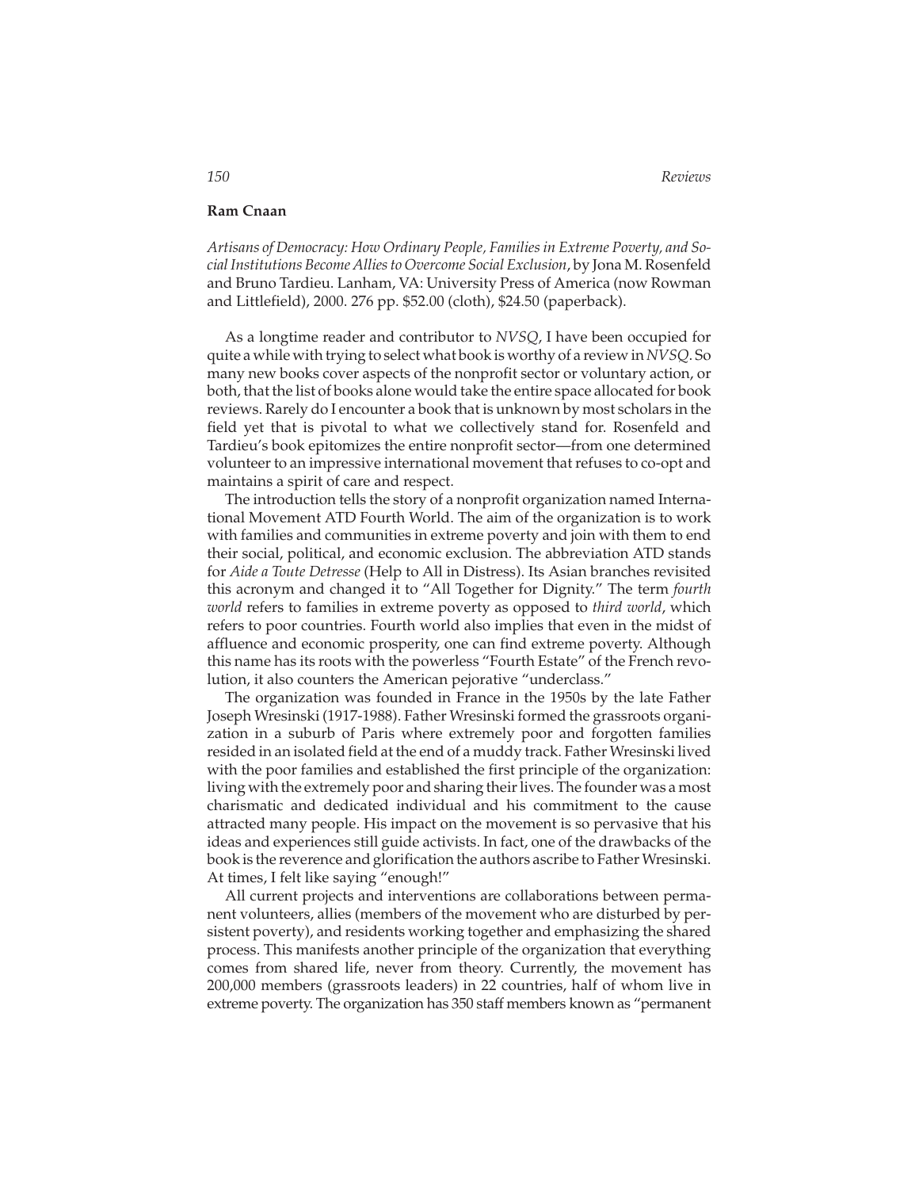**Ram Cnaan**

*Artisans of Democracy: How Ordinary People, Families in Extreme Poverty, and Social Institutions Become Allies to Overcome Social Exclusion*, by Jona M. Rosenfeld and Bruno Tardieu. Lanham, VA: University Press of America (now Rowman and Littlefield), 2000. 276 pp. $52.00 (cloth), $24.50 (paperback).

As a longtime reader and contributor to *NVSQ*, I have been occupied for quite a while with trying to select what book is worthy of a review in *NVSQ*. So many new books cover aspects of the nonprofit sector or voluntary action, or both, that the list of books alone would take the entire space allocated for book reviews. Rarely do I encounter a book that is unknown by most scholars in the field yet that is pivotal to what we collectively stand for. Rosenfeld and Tardieu's book epitomizes the entire nonprofit sector—from one determined volunteer to an impressive international movement that refuses to co-opt and maintains a spirit of care and respect.

The introduction tells the story of a nonprofit organization named International Movement ATD Fourth World. The aim of the organization is to work with families and communities in extreme poverty and join with them to end their social, political, and economic exclusion. The abbreviation ATD stands for *Aide a Toute Detresse* (Help to All in Distress). Its Asian branches revisited this acronym and changed it to "All Together for Dignity." The term *fourth world* refers to families in extreme poverty as opposed to *third world*, which refers to poor countries. Fourth world also implies that even in the midst of affluence and economic prosperity, one can find extreme poverty. Although this name has its roots with the powerless "Fourth Estate" of the French revolution, it also counters the American pejorative "underclass."

The organization was founded in France in the 1950s by the late Father Joseph Wresinski (1917-1988). Father Wresinski formed the grassroots organization in a suburb of Paris where extremely poor and forgotten families resided in an isolated field at the end of a muddy track. Father Wresinski lived with the poor families and established the first principle of the organization: living with the extremely poor and sharing their lives. The founder was a most charismatic and dedicated individual and his commitment to the cause attracted many people. His impact on the movement is so pervasive that his ideas and experiences still guide activists. In fact, one of the drawbacks of the book is the reverence and glorification the authors ascribe to Father Wresinski. At times, I felt like saying "enough!"

All current projects and interventions are collaborations between permanent volunteers, allies (members of the movement who are disturbed by persistent poverty), and residents working together and emphasizing the shared process. This manifests another principle of the organization that everything comes from shared life, never from theory. Currently, the movement has 200,000 members (grassroots leaders) in 22 countries, half of whom live in extreme poverty. The organization has 350 staff members known as "permanent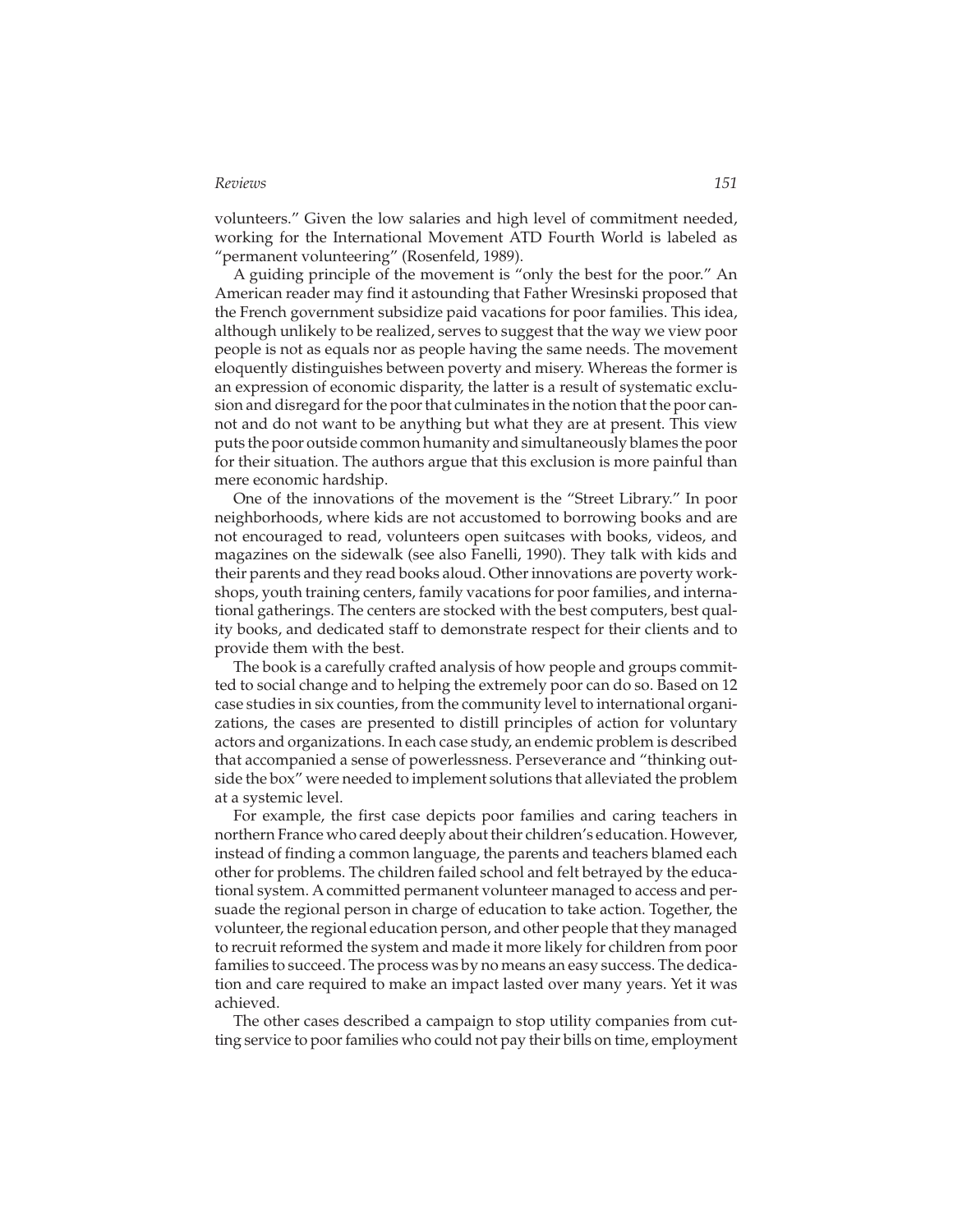volunteers." Given the low salaries and high level of commitment needed, working for the International Movement ATD Fourth World is labeled as "permanent volunteering" (Rosenfeld, 1989).

A guiding principle of the movement is "only the best for the poor." An American reader may find it astounding that Father Wresinski proposed that the French government subsidize paid vacations for poor families. This idea, although unlikely to be realized, serves to suggest that the way we view poor people is not as equals nor as people having the same needs. The movement eloquently distinguishes between poverty and misery. Whereas the former is an expression of economic disparity, the latter is a result of systematic exclusion and disregard for the poor that culminates in the notion that the poor cannot and do not want to be anything but what they are at present. This view puts the poor outside common humanity and simultaneously blames the poor for their situation. The authors argue that this exclusion is more painful than mere economic hardship.

One of the innovations of the movement is the "Street Library." In poor neighborhoods, where kids are not accustomed to borrowing books and are not encouraged to read, volunteers open suitcases with books, videos, and magazines on the sidewalk (see also Fanelli, 1990). They talk with kids and their parents and they read books aloud. Other innovations are poverty workshops, youth training centers, family vacations for poor families, and international gatherings. The centers are stocked with the best computers, best quality books, and dedicated staff to demonstrate respect for their clients and to provide them with the best.

The book is a carefully crafted analysis of how people and groups committed to social change and to helping the extremely poor can do so. Based on 12 case studies in six counties, from the community level to international organizations, the cases are presented to distill principles of action for voluntary actors and organizations. In each case study, an endemic problem is described that accompanied a sense of powerlessness. Perseverance and "thinking outside the box" were needed to implement solutions that alleviated the problem at a systemic level.

For example, the first case depicts poor families and caring teachers in northern France who cared deeply about their children's education. However, instead of finding a common language, the parents and teachers blamed each other for problems. The children failed school and felt betrayed by the educational system. A committed permanent volunteer managed to access and persuade the regional person in charge of education to take action. Together, the volunteer, the regional education person, and other people that they managed to recruit reformed the system and made it more likely for children from poor families to succeed. The process was by no means an easy success. The dedication and care required to make an impact lasted over many years. Yet it was achieved.

The other cases described a campaign to stop utility companies from cutting service to poor families who could not pay their bills on time, employment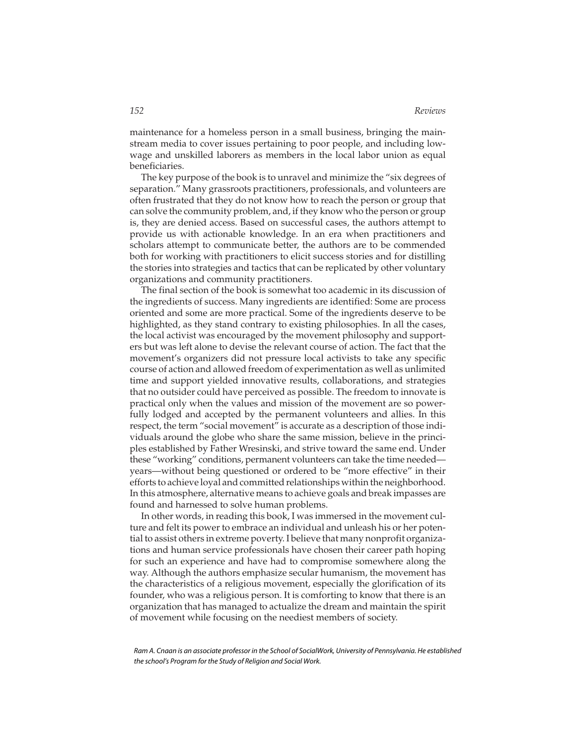maintenance for a homeless person in a small business, bringing the mainstream media to cover issues pertaining to poor people, and including low-wage and unskilled laborers as members in the local labor union as equal beneficiaries.

The key purpose of the book is to unravel and minimize the "six degrees of separation." Many grassroots practitioners, professionals, and volunteers are often frustrated that they do not know how to reach the person or group that can solve the community problem, and, if they know who the person or group is, they are denied access. Based on successful cases, the authors attempt to provide us with actionable knowledge. In an era when practitioners and scholars attempt to communicate better, the authors are to be commended both for working with practitioners to elicit success stories and for distilling the stories into strategies and tactics that can be replicated by other voluntary organizations and community practitioners.

The final section of the book is somewhat too academic in its discussion of the ingredients of success. Many ingredients are identified: Some are process oriented and some are more practical. Some of the ingredients deserve to be highlighted, as they stand contrary to existing philosophies. In all the cases, the local activist was encouraged by the movement philosophy and supporters but was left alone to devise the relevant course of action. The fact that the movement's organizers did not pressure local activists to take any specific course of action and allowed freedom of experimentation as well as unlimited time and support yielded innovative results, collaborations, and strategies that no outsider could have perceived as possible. The freedom to innovate is practical only when the values and mission of the movement are so powerfully lodged and accepted by the permanent volunteers and allies. In this respect, the term "social movement" is accurate as a description of those individuals around the globe who share the same mission, believe in the principles established by Father Wresinski, and strive toward the same end. Under these "working" conditions, permanent volunteers can take the time needed—years—without being questioned or ordered to be "more effective" in their efforts to achieve loyal and committed relationships within the neighborhood. In this atmosphere, alternative means to achieve goals and break impasses are found and harnessed to solve human problems.

In other words, in reading this book, I was immersed in the movement culture and felt its power to embrace an individual and unleash his or her potential to assist others in extreme poverty. I believe that many nonprofit organizations and human service professionals have chosen their career path hoping for such an experience and have had to compromise somewhere along the way. Although the authors emphasize secular humanism, the movement has the characteristics of a religious movement, especially the glorification of its founder, who was a religious person. It is comforting to know that there is an organization that has managed to actualize the dream and maintain the spirit of movement while focusing on the neediest members of society.

*Ram A. Cnaan is an associate professor in the School of Social Work, University of Pennsylvania. He established the school's Program for the Study of Religion and Social Work.*